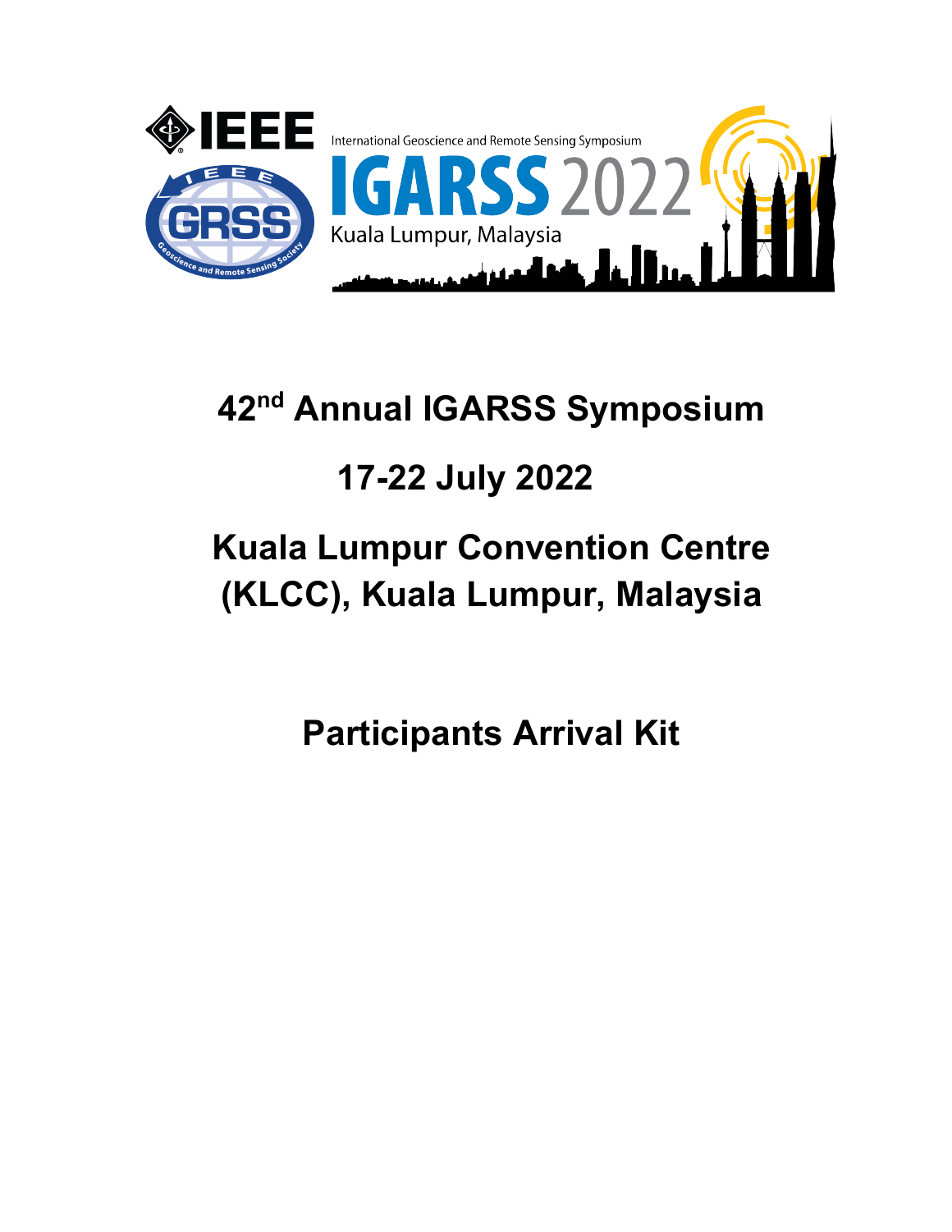# 42nd Annual IGARSS Symposium

## 17-22 July 2022

## Kuala Lumpur Convention Centre (KLCC), Kuala Lumpur, Malaysia

## Participants Arrival Kit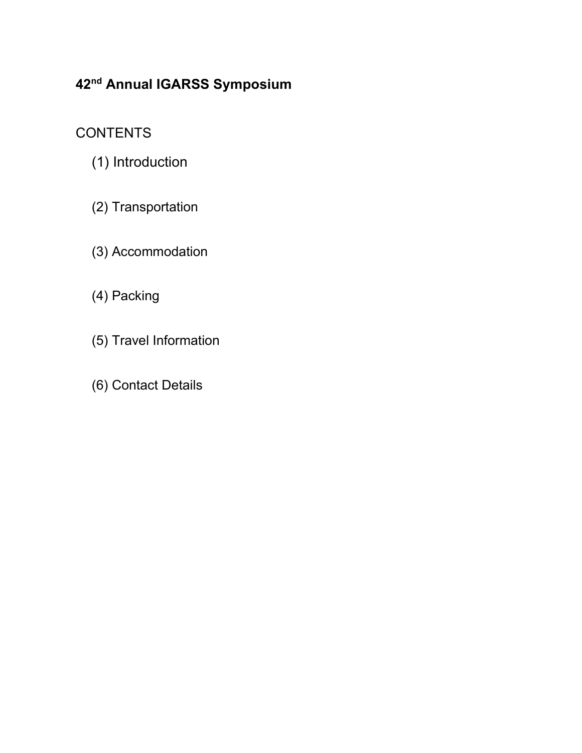**42nd Annual IGARSS Symposium**

CONTENTS

(1) Introduction

(2) Transportation

(3) Accommodation

(4) Packing

(5) Travel Information

(6) Contact Details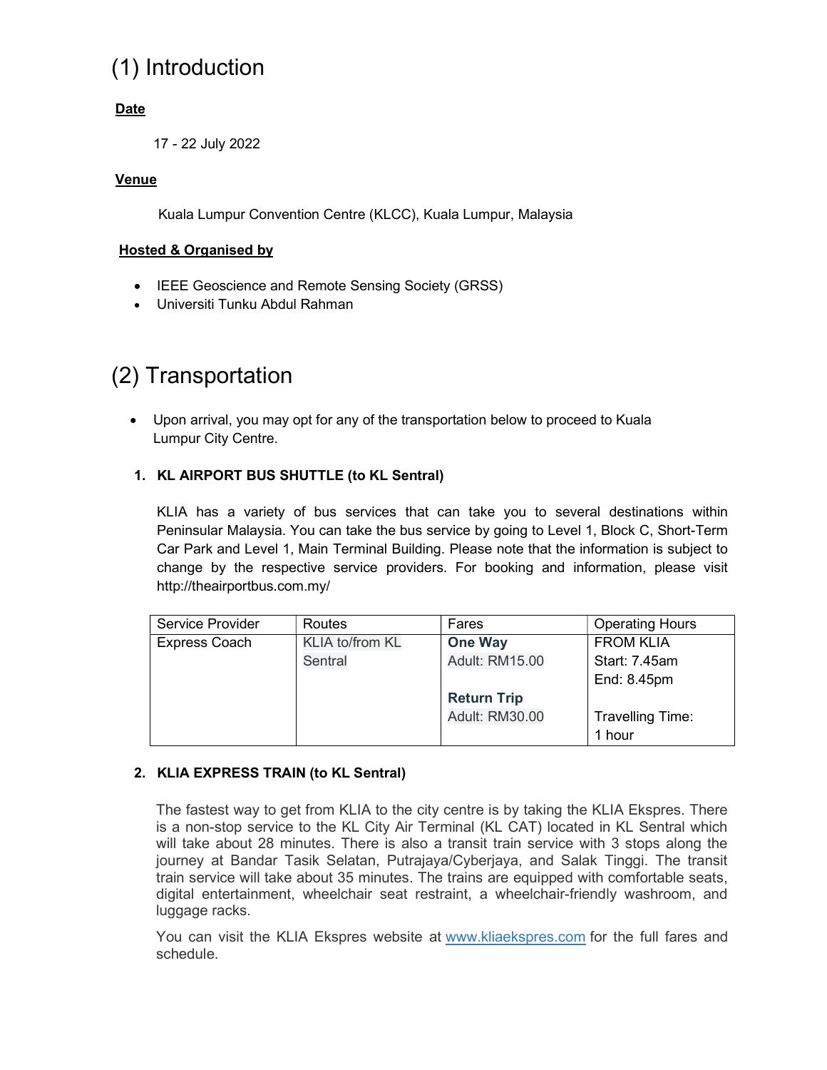# (1) Introduction

**Date**

17 - 22 July 2022

**Venue**

Kuala Lumpur Convention Centre (KLCC), Kuala Lumpur, Malaysia

**Hosted & Organised by**

- IEEE Geoscience and Remote Sensing Society (GRSS)
- Universiti Tunku Abdul Rahman

# (2) Transportation

- Upon arrival, you may opt for any of the transportation below to proceed to Kuala Lumpur City Centre.

1. **KL AIRPORT BUS SHUTTLE (to KL Sentral)**

   KLIA has a variety of bus services that can take you to several destinations within Peninsular Malaysia. You can take the bus service by going to Level 1, Block C, Short-Term Car Park and Level 1, Main Terminal Building. Please note that the information is subject to change by the respective service providers. For booking and information, please visit http://theairportbus.com.my/

| Service Provider | Routes | Fares | Operating Hours |
|---|---|---|---|
| Express Coach | KLIA to/from KL Sentral | **One Way**<br>Adult: RM15.00<br><br>**Return Trip**<br>Adult: RM30.00 | FROM KLIA<br>Start: 7.45am<br>End: 8.45pm<br><br>Travelling Time:<br>1 hour |

2. **KLIA EXPRESS TRAIN (to KL Sentral)**

   The fastest way to get from KLIA to the city centre is by taking the KLIA Ekspres. There is a non-stop service to the KL City Air Terminal (KL CAT) located in KL Sentral which will take about 28 minutes. There is also a transit train service with 3 stops along the journey at Bandar Tasik Selatan, Putrajaya/Cyberjaya, and Salak Tinggi. The transit train service will take about 35 minutes. The trains are equipped with comfortable seats, digital entertainment, wheelchair seat restraint, a wheelchair-friendly washroom, and luggage racks.

   You can visit the KLIA Ekspres website at www.kliaekspres.com for the full fares and schedule.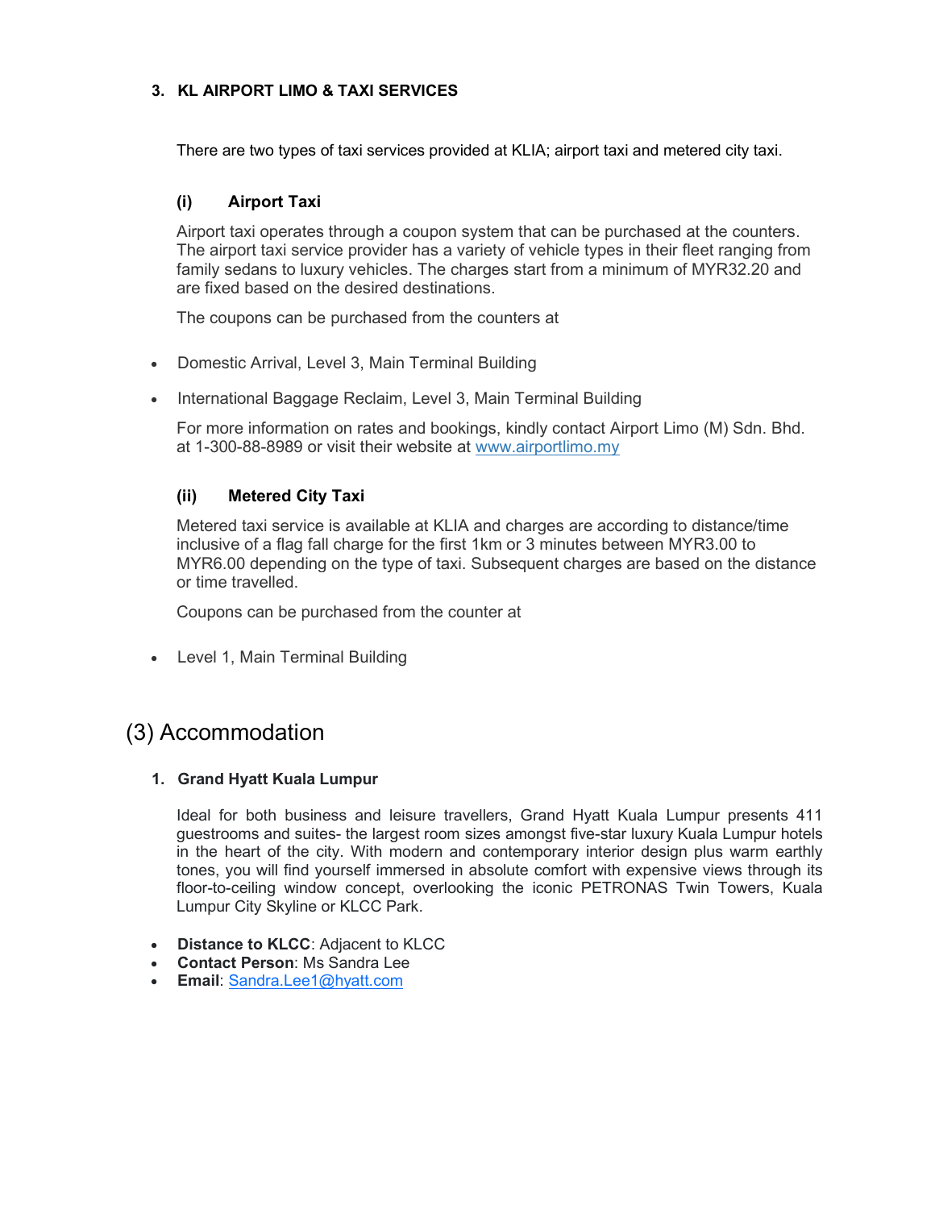### 3. KL AIRPORT LIMO & TAXI SERVICES

There are two types of taxi services provided at KLIA; airport taxi and metered city taxi.

#### (i) Airport Taxi

Airport taxi operates through a coupon system that can be purchased at the counters. The airport taxi service provider has a variety of vehicle types in their fleet ranging from family sedans to luxury vehicles. The charges start from a minimum of MYR32.20 and are fixed based on the desired destinations.

The coupons can be purchased from the counters at

- Domestic Arrival, Level 3, Main Terminal Building
- International Baggage Reclaim, Level 3, Main Terminal Building

For more information on rates and bookings, kindly contact Airport Limo (M) Sdn. Bhd. at 1-300-88-8989 or visit their website at www.airportlimo.my

#### (ii) Metered City Taxi

Metered taxi service is available at KLIA and charges are according to distance/time inclusive of a flag fall charge for the first 1km or 3 minutes between MYR3.00 to MYR6.00 depending on the type of taxi. Subsequent charges are based on the distance or time travelled.

Coupons can be purchased from the counter at

- Level 1, Main Terminal Building

## (3) Accommodation

### 1. Grand Hyatt Kuala Lumpur

Ideal for both business and leisure travellers, Grand Hyatt Kuala Lumpur presents 411 guestrooms and suites- the largest room sizes amongst five-star luxury Kuala Lumpur hotels in the heart of the city. With modern and contemporary interior design plus warm earthly tones, you will find yourself immersed in absolute comfort with expensive views through its floor-to-ceiling window concept, overlooking the iconic PETRONAS Twin Towers, Kuala Lumpur City Skyline or KLCC Park.

- **Distance to KLCC**: Adjacent to KLCC
- **Contact Person**: Ms Sandra Lee
- **Email**: Sandra.Lee1@hyatt.com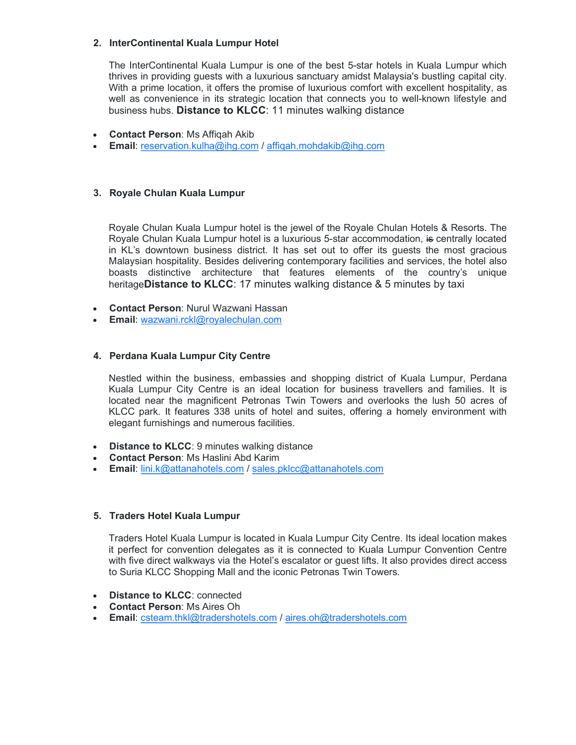2. **InterContinental Kuala Lumpur Hotel**

   The InterContinental Kuala Lumpur is one of the best 5-star hotels in Kuala Lumpur which thrives in providing guests with a luxurious sanctuary amidst Malaysia's bustling capital city. With a prime location, it offers the promise of luxurious comfort with excellent hospitality, as well as convenience in its strategic location that connects you to well-known lifestyle and business hubs. **Distance to KLCC**: 11 minutes walking distance

- **Contact Person**: Ms Affiqah Akib
- **Email**: reservation.kulha@ihg.com / affiqah.mohdakib@ihg.com

3. **Royale Chulan Kuala Lumpur**

   Royale Chulan Kuala Lumpur hotel is the jewel of the Royale Chulan Hotels & Resorts. The Royale Chulan Kuala Lumpur hotel is a luxurious 5-star accommodation, ~~is~~ centrally located in KL's downtown business district. It has set out to offer its guests the most gracious Malaysian hospitality. Besides delivering contemporary facilities and services, the hotel also boasts distinctive architecture that features elements of the country's unique heritage**Distance to KLCC**: 17 minutes walking distance & 5 minutes by taxi

- **Contact Person**: Nurul Wazwani Hassan
- **Email**: wazwani.rckl@royalechulan.com

4. **Perdana Kuala Lumpur City Centre**

   Nestled within the business, embassies and shopping district of Kuala Lumpur, Perdana Kuala Lumpur City Centre is an ideal location for business travellers and families. It is located near the magnificent Petronas Twin Towers and overlooks the lush 50 acres of KLCC park. It features 338 units of hotel and suites, offering a homely environment with elegant furnishings and numerous facilities.

- **Distance to KLCC**: 9 minutes walking distance
- **Contact Person**: Ms Haslini Abd Karim
- **Email**: lini.k@attanahotels.com / sales.pklcc@attanahotels.com

5. **Traders Hotel Kuala Lumpur**

   Traders Hotel Kuala Lumpur is located in Kuala Lumpur City Centre. Its ideal location makes it perfect for convention delegates as it is connected to Kuala Lumpur Convention Centre with five direct walkways via the Hotel's escalator or guest lifts. It also provides direct access to Suria KLCC Shopping Mall and the iconic Petronas Twin Towers.

- **Distance to KLCC**: connected
- **Contact Person**: Ms Aires Oh
- **Email**: csteam.thkl@tradershotels.com / aires.oh@tradershotels.com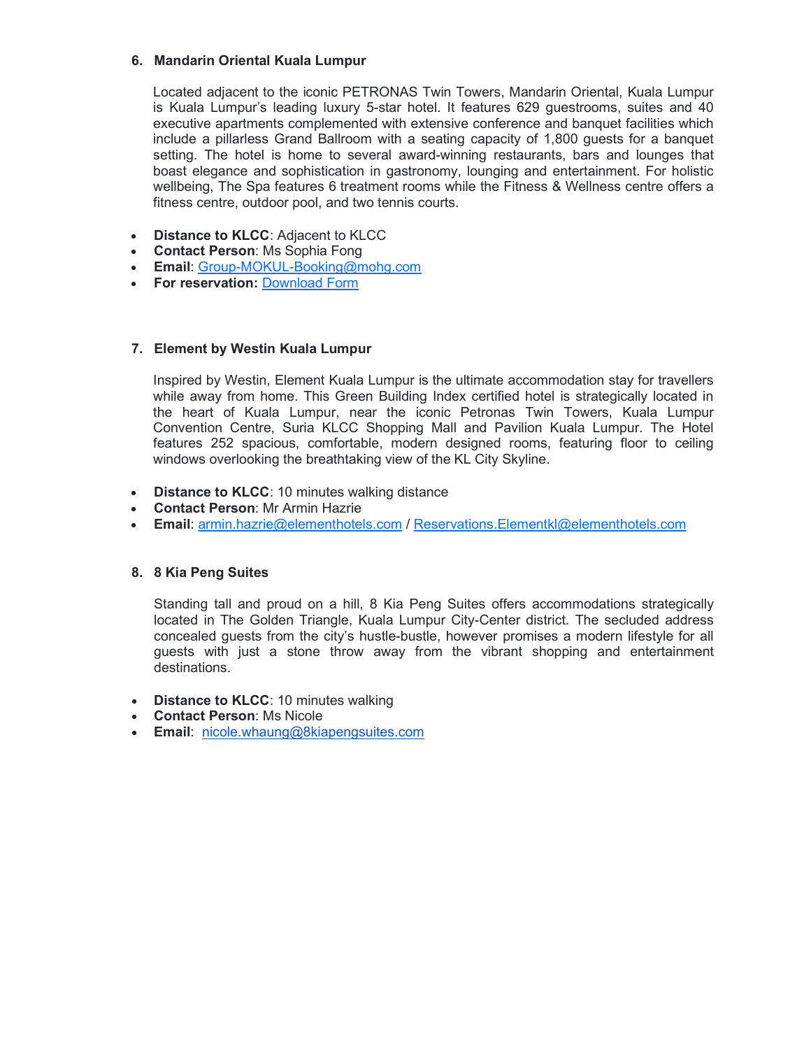### 6. Mandarin Oriental Kuala Lumpur

Located adjacent to the iconic PETRONAS Twin Towers, Mandarin Oriental, Kuala Lumpur is Kuala Lumpur's leading luxury 5-star hotel. It features 629 guestrooms, suites and 40 executive apartments complemented with extensive conference and banquet facilities which include a pillarless Grand Ballroom with a seating capacity of 1,800 guests for a banquet setting. The hotel is home to several award-winning restaurants, bars and lounges that boast elegance and sophistication in gastronomy, lounging and entertainment. For holistic wellbeing, The Spa features 6 treatment rooms while the Fitness & Wellness centre offers a fitness centre, outdoor pool, and two tennis courts.

- **Distance to KLCC**: Adjacent to KLCC
- **Contact Person**: Ms Sophia Fong
- **Email**: Group-MOKUL-Booking@mohg.com
- **For reservation:** Download Form

### 7. Element by Westin Kuala Lumpur

Inspired by Westin, Element Kuala Lumpur is the ultimate accommodation stay for travellers while away from home. This Green Building Index certified hotel is strategically located in the heart of Kuala Lumpur, near the iconic Petronas Twin Towers, Kuala Lumpur Convention Centre, Suria KLCC Shopping Mall and Pavilion Kuala Lumpur. The Hotel features 252 spacious, comfortable, modern designed rooms, featuring floor to ceiling windows overlooking the breathtaking view of the KL City Skyline.

- **Distance to KLCC**: 10 minutes walking distance
- **Contact Person**: Mr Armin Hazrie
- **Email**: armin.hazrie@elementhotels.com / Reservations.Elementkl@elementhotels.com

### 8. 8 Kia Peng Suites

Standing tall and proud on a hill, 8 Kia Peng Suites offers accommodations strategically located in The Golden Triangle, Kuala Lumpur City-Center district. The secluded address concealed guests from the city's hustle-bustle, however promises a modern lifestyle for all guests with just a stone throw away from the vibrant shopping and entertainment destinations.

- **Distance to KLCC**: 10 minutes walking
- **Contact Person**: Ms Nicole
- **Email**: nicole.whaung@8kiapengsuites.com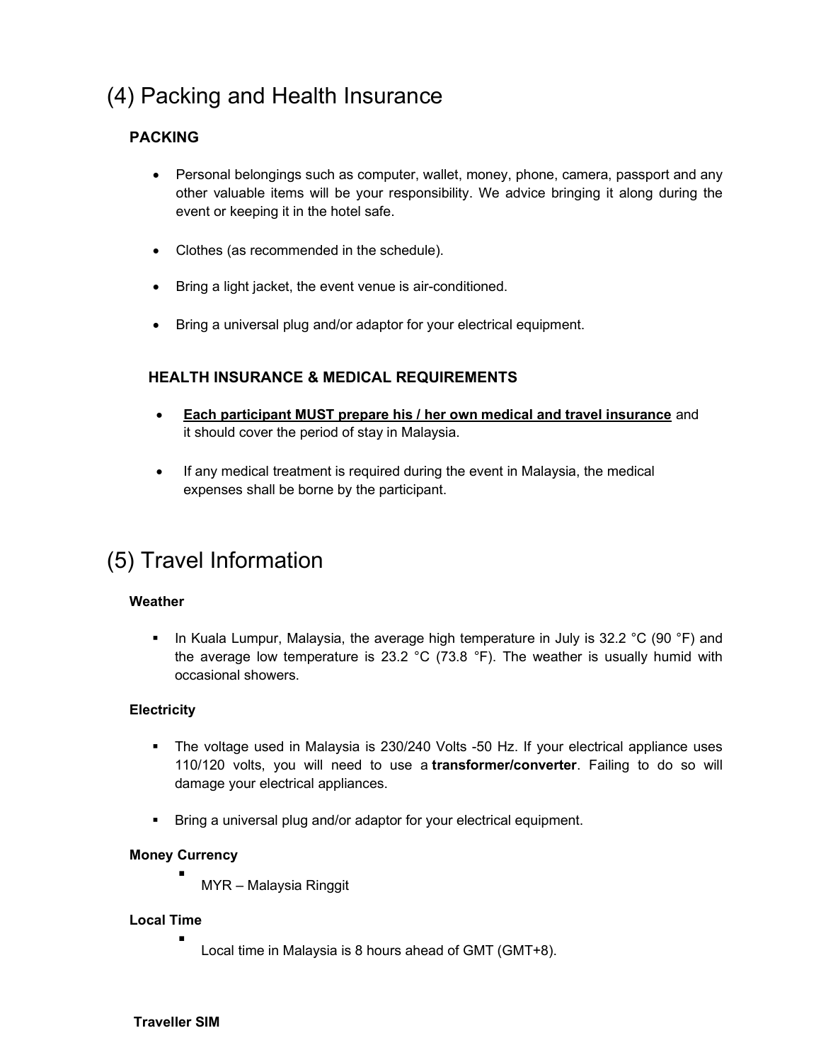# (4) Packing and Health Insurance

### PACKING

- Personal belongings such as computer, wallet, money, phone, camera, passport and any other valuable items will be your responsibility. We advice bringing it along during the event or keeping it in the hotel safe.
- Clothes (as recommended in the schedule).
- Bring a light jacket, the event venue is air-conditioned.
- Bring a universal plug and/or adaptor for your electrical equipment.

### HEALTH INSURANCE & MEDICAL REQUIREMENTS

- **<u>Each participant MUST prepare his / her own medical and travel insurance</u>** and it should cover the period of stay in Malaysia.
- If any medical treatment is required during the event in Malaysia, the medical expenses shall be borne by the participant.

# (5) Travel Information

**Weather**

- In Kuala Lumpur, Malaysia, the average high temperature in July is 32.2 °C (90 °F) and the average low temperature is 23.2 °C (73.8 °F). The weather is usually humid with occasional showers.

**Electricity**

- The voltage used in Malaysia is 230/240 Volts -50 Hz. If your electrical appliance uses 110/120 volts, you will need to use a **transformer/converter**. Failing to do so will damage your electrical appliances.
- Bring a universal plug and/or adaptor for your electrical equipment.

**Money Currency**

- MYR – Malaysia Ringgit

**Local Time**

- Local time in Malaysia is 8 hours ahead of GMT (GMT+8).

**Traveller SIM**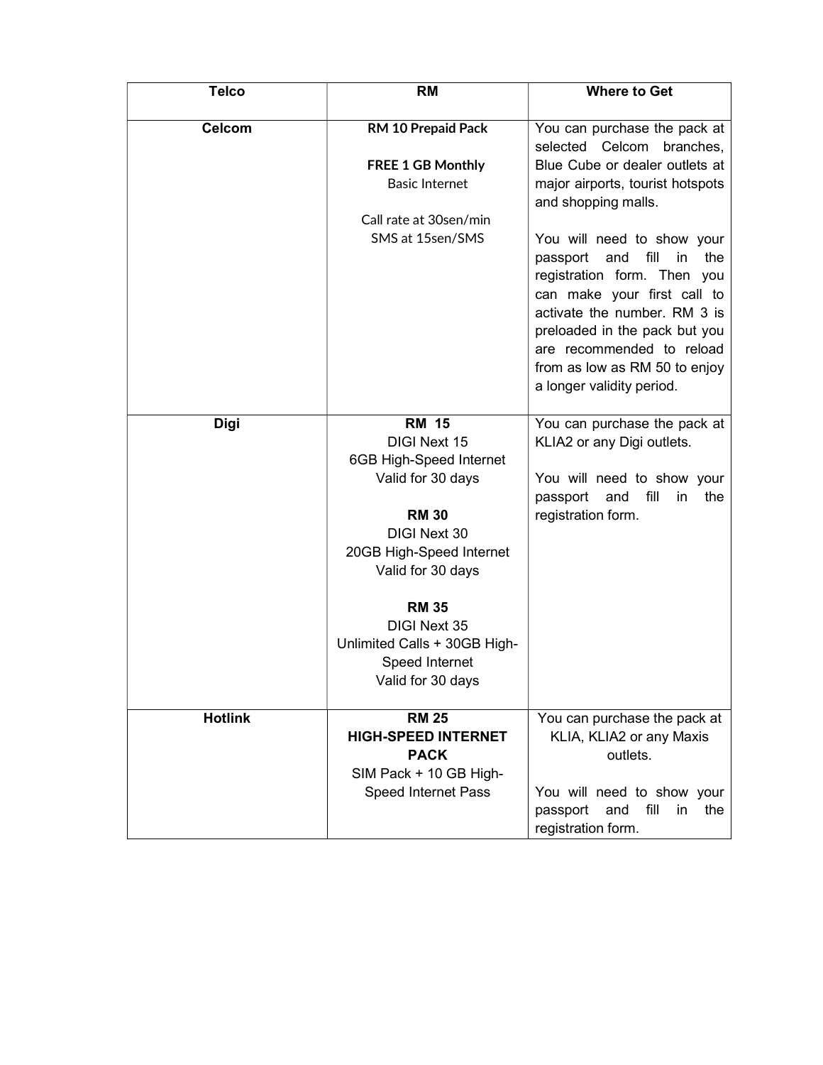| Telco | RM | Where to Get |
| --- | --- | --- |
| **Celcom** | **RM 10 Prepaid Pack**<br><br>**FREE 1 GB Monthly**<br>Basic Internet<br><br>Call rate at 30sen/min<br>SMS at 15sen/SMS | You can purchase the pack at selected Celcom branches, Blue Cube or dealer outlets at major airports, tourist hotspots and shopping malls.<br><br>You will need to show your passport and fill in the registration form. Then you can make your first call to activate the number. RM 3 is preloaded in the pack but you are recommended to reload from as low as RM 50 to enjoy a longer validity period. |
| **Digi** | **RM 15**<br>DIGI Next 15<br>6GB High-Speed Internet<br>Valid for 30 days<br><br>**RM 30**<br>DIGI Next 30<br>20GB High-Speed Internet<br>Valid for 30 days<br><br>**RM 35**<br>DIGI Next 35<br>Unlimited Calls + 30GB High-Speed Internet<br>Valid for 30 days | You can purchase the pack at KLIA2 or any Digi outlets.<br><br>You will need to show your passport and fill in the registration form. |
| **Hotlink** | **RM 25**<br>**HIGH-SPEED INTERNET PACK**<br>SIM Pack + 10 GB High-Speed Internet Pass | You can purchase the pack at KLIA, KLIA2 or any Maxis outlets.<br><br>You will need to show your passport and fill in the registration form. |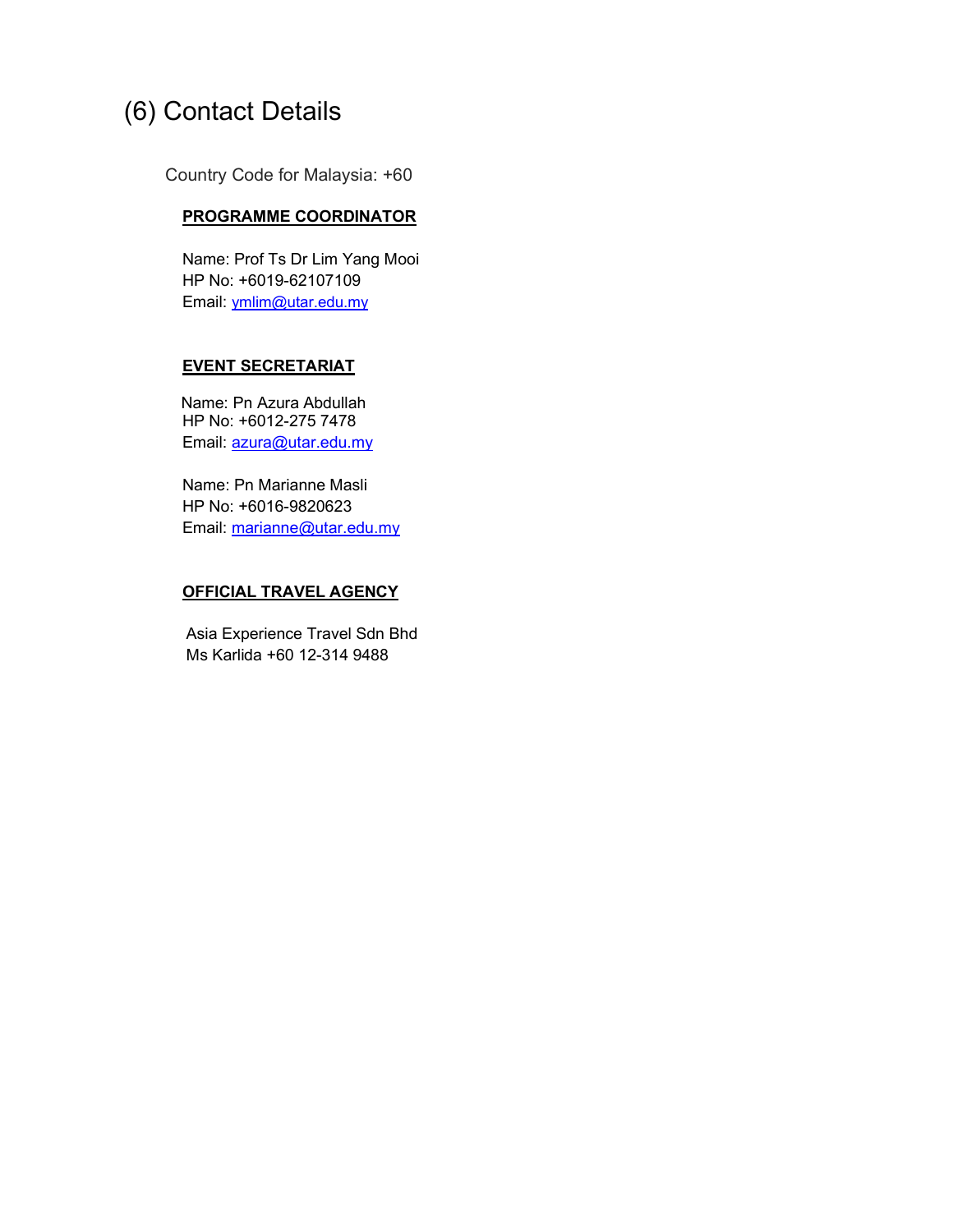# (6) Contact Details

Country Code for Malaysia: +60

**PROGRAMME COORDINATOR**

Name: Prof Ts Dr Lim Yang Mooi
HP No: +6019-62107109
Email: ymlim@utar.edu.my

**EVENT SECRETARIAT**

Name: Pn Azura Abdullah
HP No: +6012-275 7478
Email: azura@utar.edu.my

Name: Pn Marianne Masli
HP No: +6016-9820623
Email: marianne@utar.edu.my

**OFFICIAL TRAVEL AGENCY**

Asia Experience Travel Sdn Bhd
Ms Karlida +60 12-314 9488